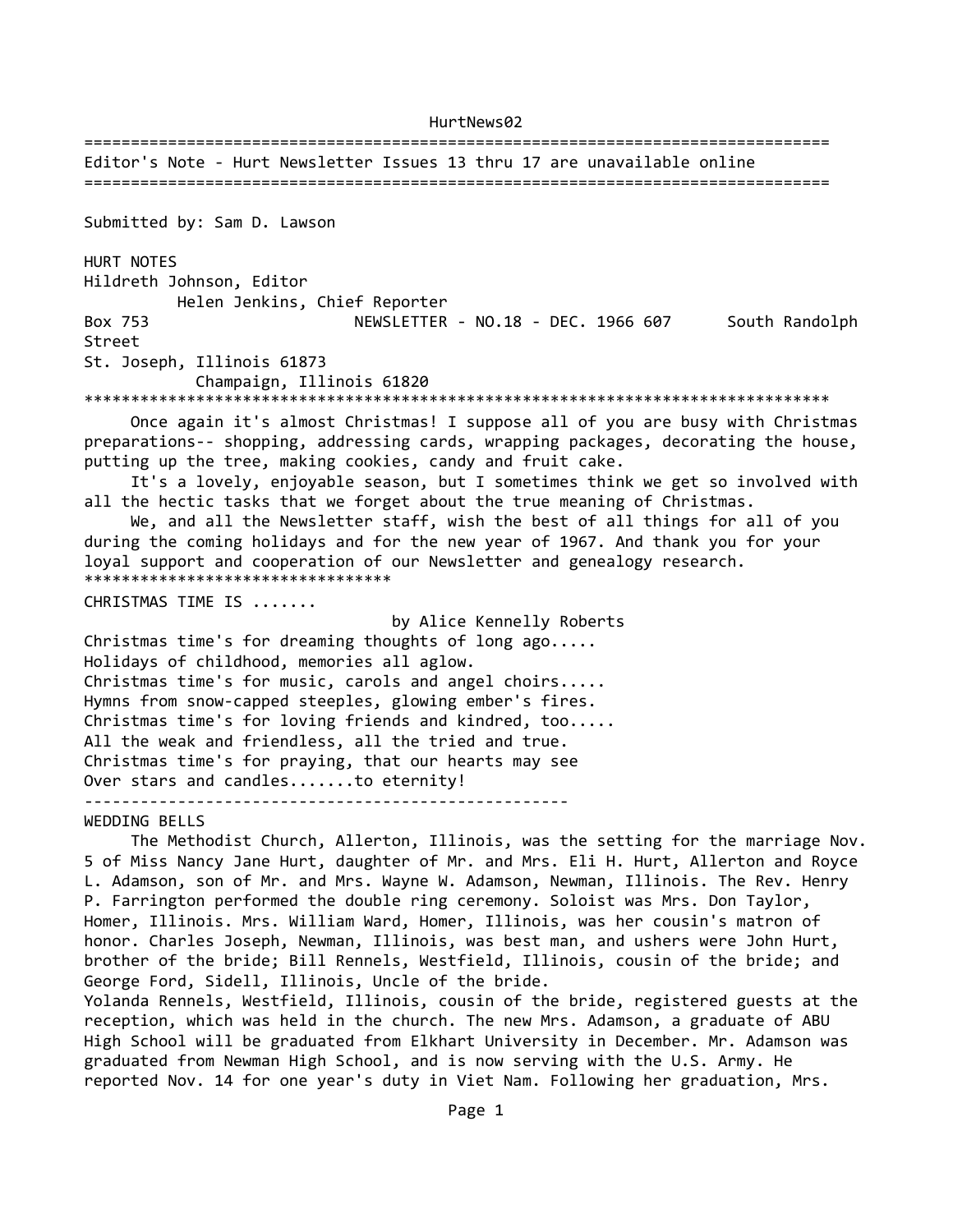HurtNews02

================================================================================
Editor's Note - Hurt Newsletter Issues 13 thru 17 are unavailable online
================================================================================

Submitted by: Sam D. Lawson

HURT NOTES
Hildreth Johnson, Editor
Helen Jenkins, Chief Reporter
Box 753 NEWSLETTER - NO.18 - DEC. 1966 607 South Randolph Street
St. Joseph, Illinois 61873
Champaign, Illinois 61820

********************************************************************************

Once again it's almost Christmas! I suppose all of you are busy with Christmas preparations-- shopping, addressing cards, wrapping packages, decorating the house, putting up the tree, making cookies, candy and fruit cake.

It's a lovely, enjoyable season, but I sometimes think we get so involved with all the hectic tasks that we forget about the true meaning of Christmas.

We, and all the Newsletter staff, wish the best of all things for all of you during the coming holidays and for the new year of 1967. And thank you for your loyal support and cooperation of our Newsletter and genealogy research.

*********************************

CHRISTMAS TIME IS .......

by Alice Kennelly Roberts

Christmas time's for dreaming thoughts of long ago.....
Holidays of childhood, memories all aglow.
Christmas time's for music, carols and angel choirs.....
Hymns from snow-capped steeples, glowing ember's fires.
Christmas time's for loving friends and kindred, too.....
All the weak and friendless, all the tried and true.
Christmas time's for praying, that our hearts may see
Over stars and candles.......to eternity!

----------------------------------------------------

WEDDING BELLS

The Methodist Church, Allerton, Illinois, was the setting for the marriage Nov. 5 of Miss Nancy Jane Hurt, daughter of Mr. and Mrs. Eli H. Hurt, Allerton and Royce L. Adamson, son of Mr. and Mrs. Wayne W. Adamson, Newman, Illinois. The Rev. Henry P. Farrington performed the double ring ceremony. Soloist was Mrs. Don Taylor, Homer, Illinois. Mrs. William Ward, Homer, Illinois, was her cousin's matron of honor. Charles Joseph, Newman, Illinois, was best man, and ushers were John Hurt, brother of the bride; Bill Rennels, Westfield, Illinois, cousin of the bride; and George Ford, Sidell, Illinois, Uncle of the bride.

Yolanda Rennels, Westfield, Illinois, cousin of the bride, registered guests at the reception, which was held in the church. The new Mrs. Adamson, a graduate of ABU High School will be graduated from Elkhart University in December. Mr. Adamson was graduated from Newman High School, and is now serving with the U.S. Army. He reported Nov. 14 for one year's duty in Viet Nam. Following her graduation, Mrs.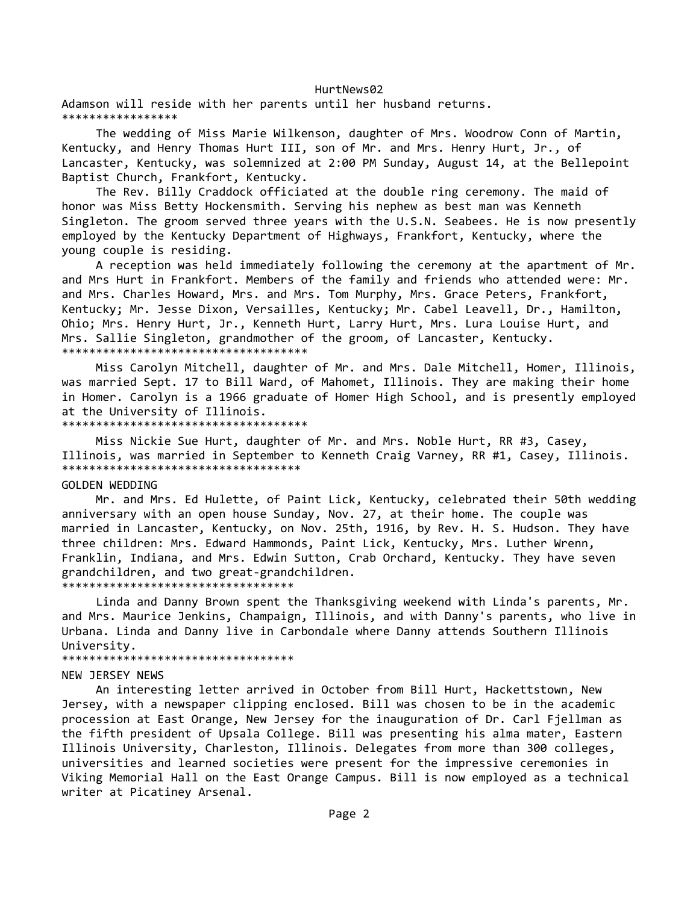Adamson will reside with her parents until her husband returns.

*****************

The wedding of Miss Marie Wilkenson, daughter of Mrs. Woodrow Conn of Martin, Kentucky, and Henry Thomas Hurt III, son of Mr. and Mrs. Henry Hurt, Jr., of Lancaster, Kentucky, was solemnized at 2:00 PM Sunday, August 14, at the Bellepoint Baptist Church, Frankfort, Kentucky.

The Rev. Billy Craddock officiated at the double ring ceremony. The maid of honor was Miss Betty Hockensmith. Serving his nephew as best man was Kenneth Singleton. The groom served three years with the U.S.N. Seabees. He is now presently employed by the Kentucky Department of Highways, Frankfort, Kentucky, where the young couple is residing.

A reception was held immediately following the ceremony at the apartment of Mr. and Mrs Hurt in Frankfort. Members of the family and friends who attended were: Mr. and Mrs. Charles Howard, Mrs. and Mrs. Tom Murphy, Mrs. Grace Peters, Frankfort, Kentucky; Mr. Jesse Dixon, Versailles, Kentucky; Mr. Cabel Leavell, Dr., Hamilton, Ohio; Mrs. Henry Hurt, Jr., Kenneth Hurt, Larry Hurt, Mrs. Lura Louise Hurt, and Mrs. Sallie Singleton, grandmother of the groom, of Lancaster, Kentucky.

************************************

Miss Carolyn Mitchell, daughter of Mr. and Mrs. Dale Mitchell, Homer, Illinois, was married Sept. 17 to Bill Ward, of Mahomet, Illinois. They are making their home in Homer. Carolyn is a 1966 graduate of Homer High School, and is presently employed at the University of Illinois.

************************************

Miss Nickie Sue Hurt, daughter of Mr. and Mrs. Noble Hurt, RR #3, Casey, Illinois, was married in September to Kenneth Craig Varney, RR #1, Casey, Illinois.

************************************

GOLDEN WEDDING

Mr. and Mrs. Ed Hulette, of Paint Lick, Kentucky, celebrated their 50th wedding anniversary with an open house Sunday, Nov. 27, at their home. The couple was married in Lancaster, Kentucky, on Nov. 25th, 1916, by Rev. H. S. Hudson. They have three children: Mrs. Edward Hammonds, Paint Lick, Kentucky, Mrs. Luther Wrenn, Franklin, Indiana, and Mrs. Edwin Sutton, Crab Orchard, Kentucky. They have seven grandchildren, and two great-grandchildren.

**********************************

Linda and Danny Brown spent the Thanksgiving weekend with Linda's parents, Mr. and Mrs. Maurice Jenkins, Champaign, Illinois, and with Danny's parents, who live in Urbana. Linda and Danny live in Carbondale where Danny attends Southern Illinois University.

**********************************

NEW JERSEY NEWS

An interesting letter arrived in October from Bill Hurt, Hackettstown, New Jersey, with a newspaper clipping enclosed. Bill was chosen to be in the academic procession at East Orange, New Jersey for the inauguration of Dr. Carl Fjellman as the fifth president of Upsala College. Bill was presenting his alma mater, Eastern Illinois University, Charleston, Illinois. Delegates from more than 300 colleges, universities and learned societies were present for the impressive ceremonies in Viking Memorial Hall on the East Orange Campus. Bill is now employed as a technical writer at Picatiney Arsenal.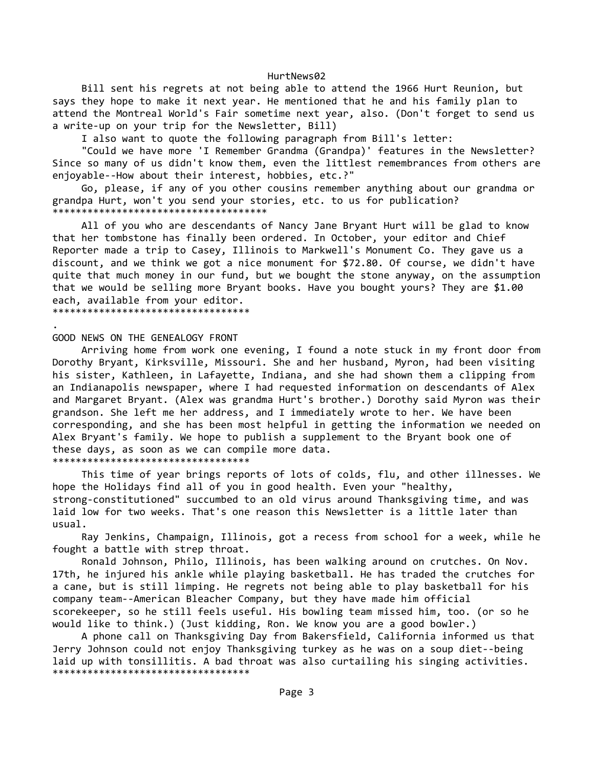Bill sent his regrets at not being able to attend the 1966 Hurt Reunion, but says they hope to make it next year. He mentioned that he and his family plan to attend the Montreal World's Fair sometime next year, also. (Don't forget to send us a write-up on your trip for the Newsletter, Bill)

I also want to quote the following paragraph from Bill's letter:

"Could we have more 'I Remember Grandma (Grandpa)' features in the Newsletter? Since so many of us didn't know them, even the littlest remembrances from others are enjoyable--How about their interest, hobbies, etc.?"

Go, please, if any of you other cousins remember anything about our grandma or grandpa Hurt, won't you send your stories, etc. to us for publication?

*************************************

All of you who are descendants of Nancy Jane Bryant Hurt will be glad to know that her tombstone has finally been ordered. In October, your editor and Chief Reporter made a trip to Casey, Illinois to Markwell's Monument Co. They gave us a discount, and we think we got a nice monument for $72.80. Of course, we didn't have quite that much money in our fund, but we bought the stone anyway, on the assumption that we would be selling more Bryant books. Have you bought yours? They are $1.00 each, available from your editor.

**********************************

.

GOOD NEWS ON THE GENEALOGY FRONT

Arriving home from work one evening, I found a note stuck in my front door from Dorothy Bryant, Kirksville, Missouri. She and her husband, Myron, had been visiting his sister, Kathleen, in Lafayette, Indiana, and she had shown them a clipping from an Indianapolis newspaper, where I had requested information on descendants of Alex and Margaret Bryant. (Alex was grandma Hurt's brother.) Dorothy said Myron was their grandson. She left me her address, and I immediately wrote to her. We have been corresponding, and she has been most helpful in getting the information we needed on Alex Bryant's family. We hope to publish a supplement to the Bryant book one of these days, as soon as we can compile more data.

**********************************

This time of year brings reports of lots of colds, flu, and other illnesses. We hope the Holidays find all of you in good health. Even your "healthy, strong-constitutioned" succumbed to an old virus around Thanksgiving time, and was laid low for two weeks. That's one reason this Newsletter is a little later than usual.

Ray Jenkins, Champaign, Illinois, got a recess from school for a week, while he fought a battle with strep throat.

Ronald Johnson, Philo, Illinois, has been walking around on crutches. On Nov. 17th, he injured his ankle while playing basketball. He has traded the crutches for a cane, but is still limping. He regrets not being able to play basketball for his company team--American Bleacher Company, but they have made him official scorekeeper, so he still feels useful. His bowling team missed him, too. (or so he would like to think.) (Just kidding, Ron. We know you are a good bowler.)

A phone call on Thanksgiving Day from Bakersfield, California informed us that Jerry Johnson could not enjoy Thanksgiving turkey as he was on a soup diet--being laid up with tonsillitis. A bad throat was also curtailing his singing activities.

**********************************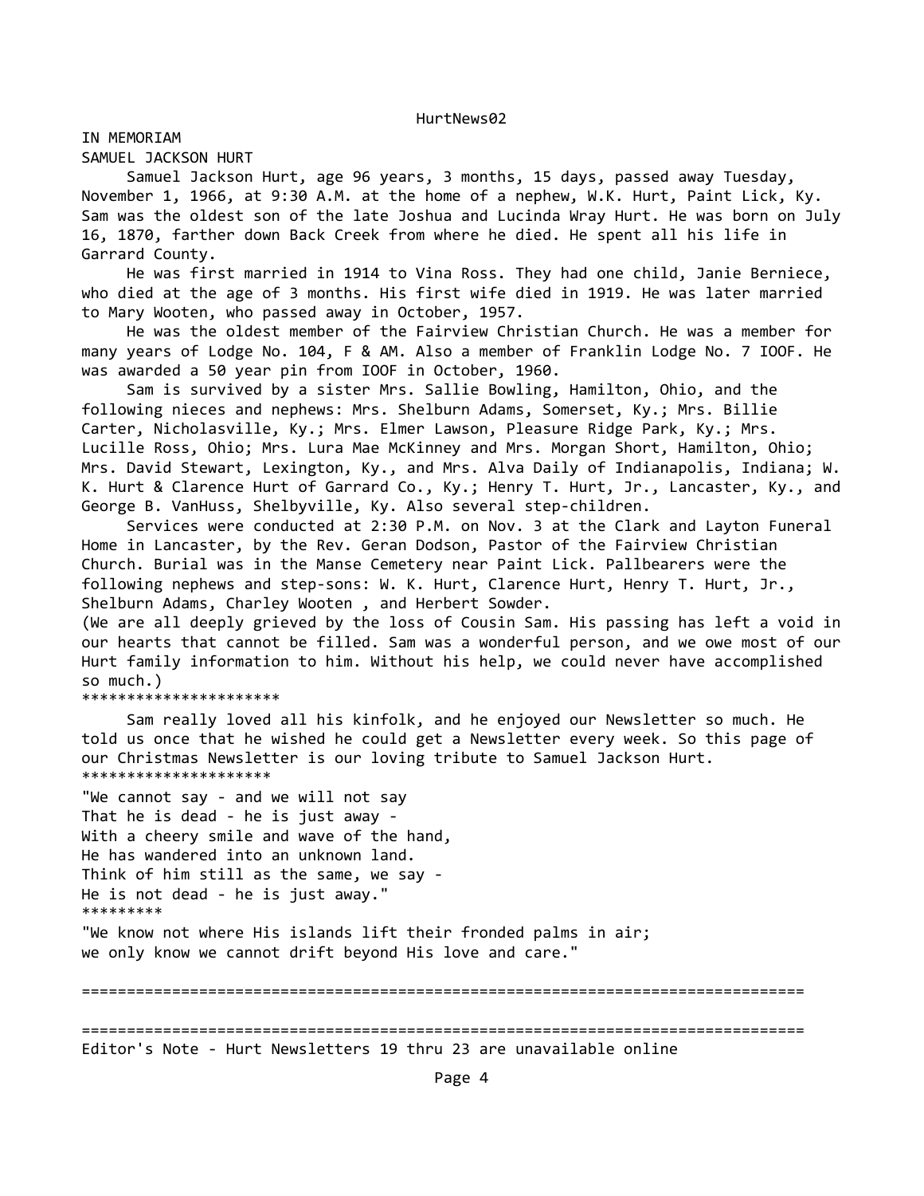# IN MEMORIAM

## SAMUEL JACKSON HURT

Samuel Jackson Hurt, age 96 years, 3 months, 15 days, passed away Tuesday, November 1, 1966, at 9:30 A.M. at the home of a nephew, W.K. Hurt, Paint Lick, Ky. Sam was the oldest son of the late Joshua and Lucinda Wray Hurt. He was born on July 16, 1870, farther down Back Creek from where he died. He spent all his life in Garrard County.

He was first married in 1914 to Vina Ross. They had one child, Janie Berniece, who died at the age of 3 months. His first wife died in 1919. He was later married to Mary Wooten, who passed away in October, 1957.

He was the oldest member of the Fairview Christian Church. He was a member for many years of Lodge No. 104, F & AM. Also a member of Franklin Lodge No. 7 IOOF. He was awarded a 50 year pin from IOOF in October, 1960.

Sam is survived by a sister Mrs. Sallie Bowling, Hamilton, Ohio, and the following nieces and nephews: Mrs. Shelburn Adams, Somerset, Ky.; Mrs. Billie Carter, Nicholasville, Ky.; Mrs. Elmer Lawson, Pleasure Ridge Park, Ky.; Mrs. Lucille Ross, Ohio; Mrs. Lura Mae McKinney and Mrs. Morgan Short, Hamilton, Ohio; Mrs. David Stewart, Lexington, Ky., and Mrs. Alva Daily of Indianapolis, Indiana; W. K. Hurt & Clarence Hurt of Garrard Co., Ky.; Henry T. Hurt, Jr., Lancaster, Ky., and George B. VanHuss, Shelbyville, Ky. Also several step-children.

Services were conducted at 2:30 P.M. on Nov. 3 at the Clark and Layton Funeral Home in Lancaster, by the Rev. Geran Dodson, Pastor of the Fairview Christian Church. Burial was in the Manse Cemetery near Paint Lick. Pallbearers were the following nephews and step-sons: W. K. Hurt, Clarence Hurt, Henry T. Hurt, Jr., Shelburn Adams, Charley Wooten , and Herbert Sowder.

(We are all deeply grieved by the loss of Cousin Sam. His passing has left a void in our hearts that cannot be filled. Sam was a wonderful person, and we owe most of our Hurt family information to him. Without his help, we could never have accomplished so much.)

**********************

Sam really loved all his kinfolk, and he enjoyed our Newsletter so much. He told us once that he wished he could get a Newsletter every week. So this page of our Christmas Newsletter is our loving tribute to Samuel Jackson Hurt.

*********************

"We cannot say - and we will not say
That he is dead - he is just away -
With a cheery smile and wave of the hand,
He has wandered into an unknown land.
Think of him still as the same, we say -
He is not dead - he is just away."

*********

"We know not where His islands lift their fronded palms in air;
we only know we cannot drift beyond His love and care."

================================================================================

================================================================================

Editor's Note - Hurt Newsletters 19 thru 23 are unavailable online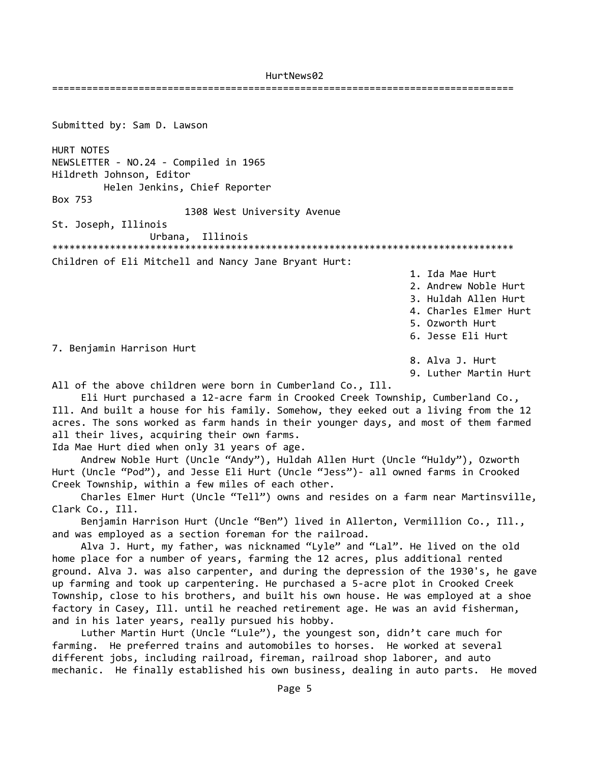Submitted by: Sam D. Lawson

HURT NOTES
NEWSLETTER - NO.24 - Compiled in 1965
Hildreth Johnson, Editor
Helen Jenkins, Chief Reporter
Box 753
1308 West University Avenue
St. Joseph, Illinois
Urbana, Illinois

*******************************************************************************

Children of Eli Mitchell and Nancy Jane Bryant Hurt:

1. Ida Mae Hurt
2. Andrew Noble Hurt
3. Huldah Allen Hurt
4. Charles Elmer Hurt
5. Ozworth Hurt
6. Jesse Eli Hurt
7. Benjamin Harrison Hurt
8. Alva J. Hurt
9. Luther Martin Hurt

All of the above children were born in Cumberland Co., Ill.

Eli Hurt purchased a 12-acre farm in Crooked Creek Township, Cumberland Co., Ill. And built a house for his family. Somehow, they eeked out a living from the 12 acres. The sons worked as farm hands in their younger days, and most of them farmed all their lives, acquiring their own farms.

Ida Mae Hurt died when only 31 years of age.

Andrew Noble Hurt (Uncle "Andy"), Huldah Allen Hurt (Uncle "Huldy"), Ozworth Hurt (Uncle "Pod"), and Jesse Eli Hurt (Uncle "Jess")- all owned farms in Crooked Creek Township, within a few miles of each other.

Charles Elmer Hurt (Uncle "Tell") owns and resides on a farm near Martinsville, Clark Co., Ill.

Benjamin Harrison Hurt (Uncle "Ben") lived in Allerton, Vermillion Co., Ill., and was employed as a section foreman for the railroad.

Alva J. Hurt, my father, was nicknamed "Lyle" and "Lal". He lived on the old home place for a number of years, farming the 12 acres, plus additional rented ground. Alva J. was also carpenter, and during the depression of the 1930's, he gave up farming and took up carpentering. He purchased a 5-acre plot in Crooked Creek Township, close to his brothers, and built his own house. He was employed at a shoe factory in Casey, Ill. until he reached retirement age. He was an avid fisherman, and in his later years, really pursued his hobby.

Luther Martin Hurt (Uncle "Lule"), the youngest son, didn't care much for farming. He preferred trains and automobiles to horses. He worked at several different jobs, including railroad, fireman, railroad shop laborer, and auto mechanic. He finally established his own business, dealing in auto parts. He moved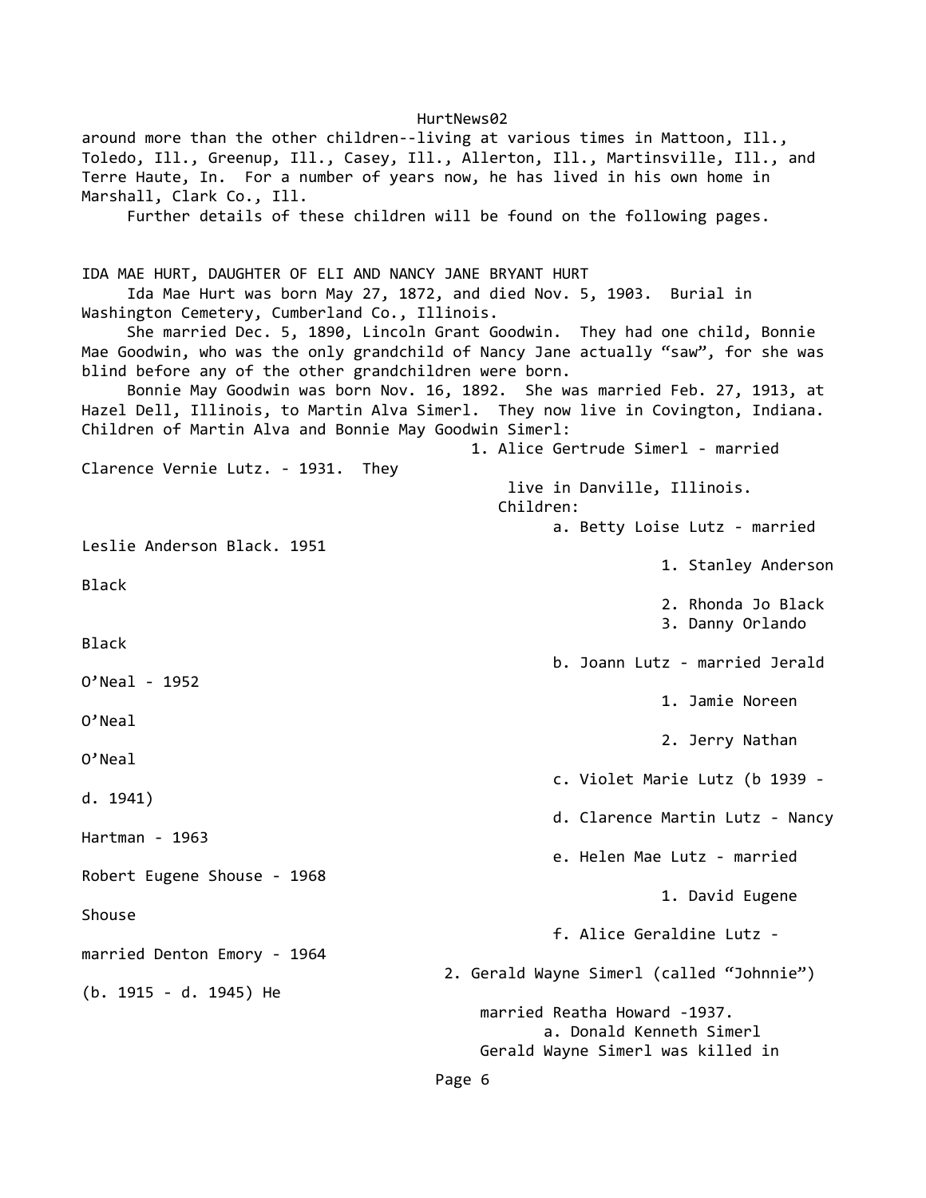around more than the other children--living at various times in Mattoon, Ill., Toledo, Ill., Greenup, Ill., Casey, Ill., Allerton, Ill., Martinsville, Ill., and Terre Haute, In. For a number of years now, he has lived in his own home in Marshall, Clark Co., Ill.

Further details of these children will be found on the following pages.

## IDA MAE HURT, DAUGHTER OF ELI AND NANCY JANE BRYANT HURT

Ida Mae Hurt was born May 27, 1872, and died Nov. 5, 1903. Burial in Washington Cemetery, Cumberland Co., Illinois.

She married Dec. 5, 1890, Lincoln Grant Goodwin. They had one child, Bonnie Mae Goodwin, who was the only grandchild of Nancy Jane actually "saw", for she was blind before any of the other grandchildren were born.

Bonnie May Goodwin was born Nov. 16, 1892. She was married Feb. 27, 1913, at Hazel Dell, Illinois, to Martin Alva Simerl. They now live in Covington, Indiana. Children of Martin Alva and Bonnie May Goodwin Simerl:

1. Alice Gertrude Simerl - married Clarence Vernie Lutz. - 1931. They live in Danville, Illinois.
   Children:
   - a. Betty Loise Lutz - married Leslie Anderson Black. 1951
     1. Stanley Anderson Black
     2. Rhonda Jo Black
     3. Danny Orlando Black
   - b. Joann Lutz - married Jerald O'Neal - 1952
     1. Jamie Noreen O'Neal
     2. Jerry Nathan O'Neal
   - c. Violet Marie Lutz (b 1939 - d. 1941)
   - d. Clarence Martin Lutz - Nancy Hartman - 1963
   - e. Helen Mae Lutz - married Robert Eugene Shouse - 1968
     1. David Eugene Shouse
   - f. Alice Geraldine Lutz - married Denton Emory - 1964
2. Gerald Wayne Simerl (called "Johnnie") (b. 1915 - d. 1945) He married Reatha Howard -1937.
   - a. Donald Kenneth Simerl

   Gerald Wayne Simerl was killed in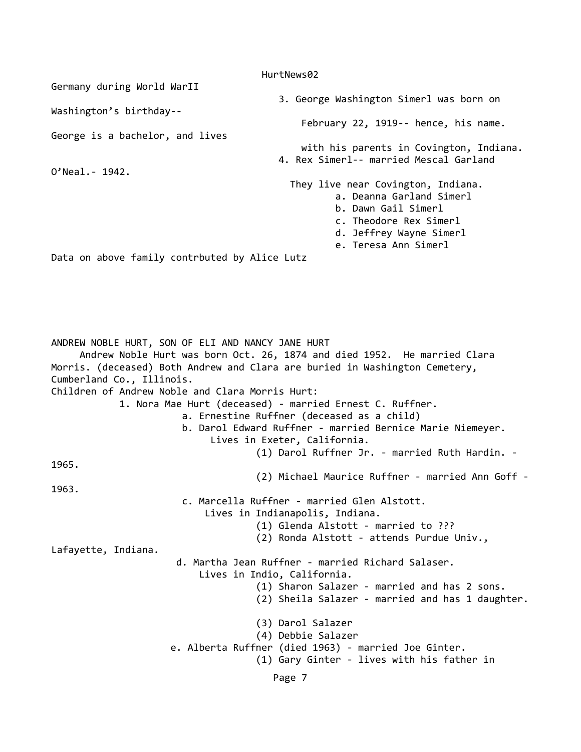Germany during World WarII

3. George Washington Simerl was born on Washington's birthday-- February 22, 1919-- hence, his name. George is a bachelor, and lives with his parents in Covington, Indiana.

4. Rex Simerl-- married Mescal Garland O'Neal.- 1942.
   They live near Covington, Indiana.
   - a. Deanna Garland Simerl
   - b. Dawn Gail Simerl
   - c. Theodore Rex Simerl
   - d. Jeffrey Wayne Simerl
   - e. Teresa Ann Simerl

Data on above family contrbuted by Alice Lutz

ANDREW NOBLE HURT, SON OF ELI AND NANCY JANE HURT

Andrew Noble Hurt was born Oct. 26, 1874 and died 1952. He married Clara Morris. (deceased) Both Andrew and Clara are buried in Washington Cemetery, Cumberland Co., Illinois.

Children of Andrew Noble and Clara Morris Hurt:

1. Nora Mae Hurt (deceased) - married Ernest C. Ruffner.
   - a. Ernestine Ruffner (deceased as a child)
   - b. Darol Edward Ruffner - married Bernice Marie Niemeyer.
     Lives in Exeter, California.
     - (1) Darol Ruffner Jr. - married Ruth Hardin. - 1965.
     - (2) Michael Maurice Ruffner - married Ann Goff - 1963.
   - c. Marcella Ruffner - married Glen Alstott.
     Lives in Indianapolis, Indiana.
     - (1) Glenda Alstott - married to ???
     - (2) Ronda Alstott - attends Purdue Univ., Lafayette, Indiana.
   - d. Martha Jean Ruffner - married Richard Salaser.
     Lives in Indio, California.
     - (1) Sharon Salazer - married and has 2 sons.
     - (2) Sheila Salazer - married and has 1 daughter.
     - (3) Darol Salazer
     - (4) Debbie Salazer
   - e. Alberta Ruffner (died 1963) - married Joe Ginter.
     - (1) Gary Ginter - lives with his father in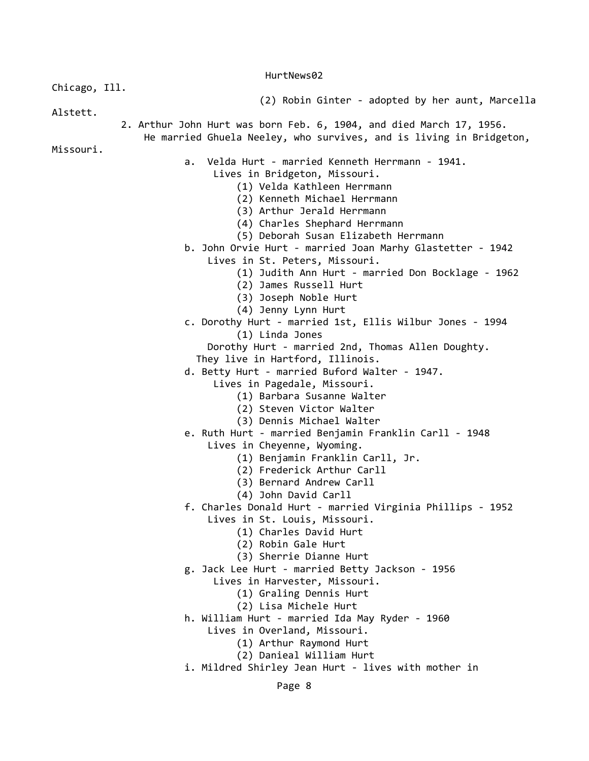Chicago, Ill.

(2) Robin Ginter - adopted by her aunt, Marcella Alstett.

2. Arthur John Hurt was born Feb. 6, 1904, and died March 17, 1956. He married Ghuela Neeley, who survives, and is living in Bridgeton, Missouri.

   a. Velda Hurt - married Kenneth Herrmann - 1941.
      Lives in Bridgeton, Missouri.
      (1) Velda Kathleen Herrmann
      (2) Kenneth Michael Herrmann
      (3) Arthur Jerald Herrmann
      (4) Charles Shephard Herrmann
      (5) Deborah Susan Elizabeth Herrmann

   b. John Orvie Hurt - married Joan Marhy Glastetter - 1942
      Lives in St. Peters, Missouri.
      (1) Judith Ann Hurt - married Don Bocklage - 1962
      (2) James Russell Hurt
      (3) Joseph Noble Hurt
      (4) Jenny Lynn Hurt

   c. Dorothy Hurt - married 1st, Ellis Wilbur Jones - 1994
      (1) Linda Jones
      Dorothy Hurt - married 2nd, Thomas Allen Doughty.
      They live in Hartford, Illinois.

   d. Betty Hurt - married Buford Walter - 1947.
      Lives in Pagedale, Missouri.
      (1) Barbara Susanne Walter
      (2) Steven Victor Walter
      (3) Dennis Michael Walter

   e. Ruth Hurt - married Benjamin Franklin Carll - 1948
      Lives in Cheyenne, Wyoming.
      (1) Benjamin Franklin Carll, Jr.
      (2) Frederick Arthur Carll
      (3) Bernard Andrew Carll
      (4) John David Carll

   f. Charles Donald Hurt - married Virginia Phillips - 1952
      Lives in St. Louis, Missouri.
      (1) Charles David Hurt
      (2) Robin Gale Hurt
      (3) Sherrie Dianne Hurt

   g. Jack Lee Hurt - married Betty Jackson - 1956
      Lives in Harvester, Missouri.
      (1) Graling Dennis Hurt
      (2) Lisa Michele Hurt

   h. William Hurt - married Ida May Ryder - 1960
      Lives in Overland, Missouri.
      (1) Arthur Raymond Hurt
      (2) Danieal William Hurt

   i. Mildred Shirley Jean Hurt - lives with mother in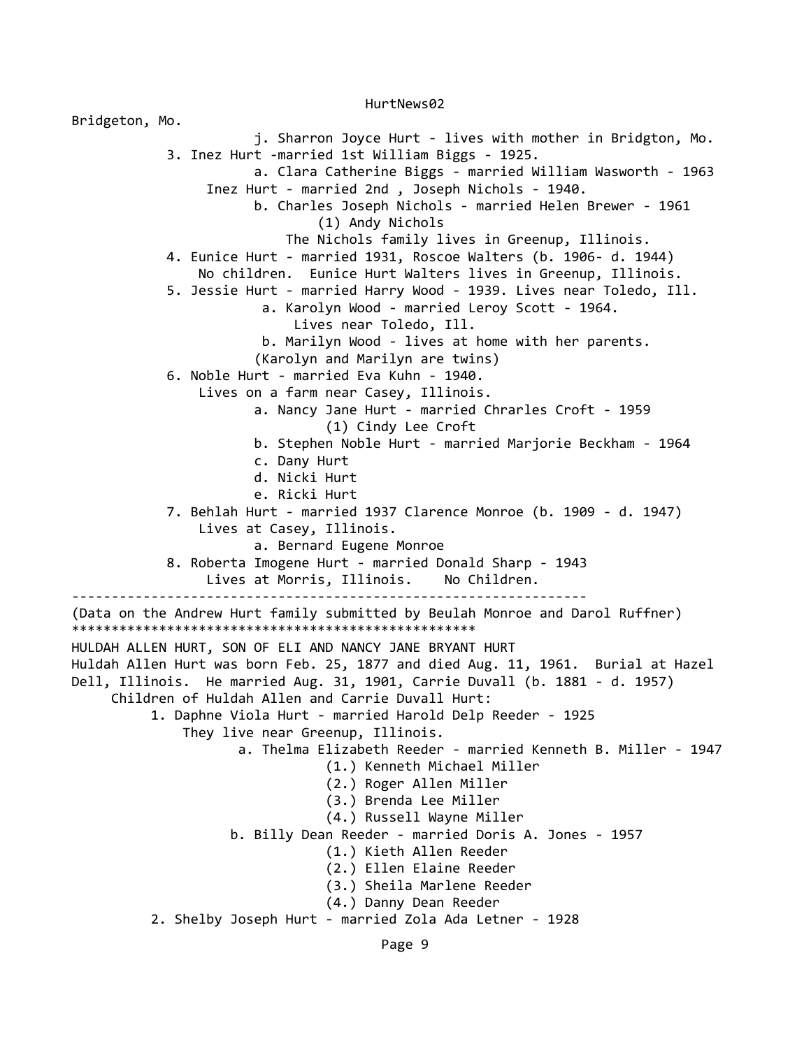Bridgeton, Mo.

j. Sharron Joyce Hurt - lives with mother in Bridgton, Mo.

3. Inez Hurt -married 1st William Biggs - 1925.
   - a. Clara Catherine Biggs - married William Wasworth - 1963

   Inez Hurt - married 2nd , Joseph Nichols - 1940.
   - b. Charles Joseph Nichols - married Helen Brewer - 1961
     - (1) Andy Nichols

     The Nichols family lives in Greenup, Illinois.
4. Eunice Hurt - married 1931, Roscoe Walters (b. 1906- d. 1944)
   No children. Eunice Hurt Walters lives in Greenup, Illinois.
5. Jessie Hurt - married Harry Wood - 1939. Lives near Toledo, Ill.
   - a. Karolyn Wood - married Leroy Scott - 1964.
     Lives near Toledo, Ill.
   - b. Marilyn Wood - lives at home with her parents.

   (Karolyn and Marilyn are twins)
6. Noble Hurt - married Eva Kuhn - 1940.
   Lives on a farm near Casey, Illinois.
   - a. Nancy Jane Hurt - married Chrarles Croft - 1959
     - (1) Cindy Lee Croft
   - b. Stephen Noble Hurt - married Marjorie Beckham - 1964
   - c. Dany Hurt
   - d. Nicki Hurt
   - e. Ricki Hurt
7. Behlah Hurt - married 1937 Clarence Monroe (b. 1909 - d. 1947)
   Lives at Casey, Illinois.
   - a. Bernard Eugene Monroe
8. Roberta Imogene Hurt - married Donald Sharp - 1943
   Lives at Morris, Illinois. No Children.

---

(Data on the Andrew Hurt family submitted by Beulah Monroe and Darol Ruffner)

**************************************************

HULDAH ALLEN HURT, SON OF ELI AND NANCY JANE BRYANT HURT

Huldah Allen Hurt was born Feb. 25, 1877 and died Aug. 11, 1961. Burial at Hazel Dell, Illinois. He married Aug. 31, 1901, Carrie Duvall (b. 1881 - d. 1957)

Children of Huldah Allen and Carrie Duvall Hurt:

1. Daphne Viola Hurt - married Harold Delp Reeder - 1925
   They live near Greenup, Illinois.
   - a. Thelma Elizabeth Reeder - married Kenneth B. Miller - 1947
     - (1.) Kenneth Michael Miller
     - (2.) Roger Allen Miller
     - (3.) Brenda Lee Miller
     - (4.) Russell Wayne Miller
   - b. Billy Dean Reeder - married Doris A. Jones - 1957
     - (1.) Kieth Allen Reeder
     - (2.) Ellen Elaine Reeder
     - (3.) Sheila Marlene Reeder
     - (4.) Danny Dean Reeder
2. Shelby Joseph Hurt - married Zola Ada Letner - 1928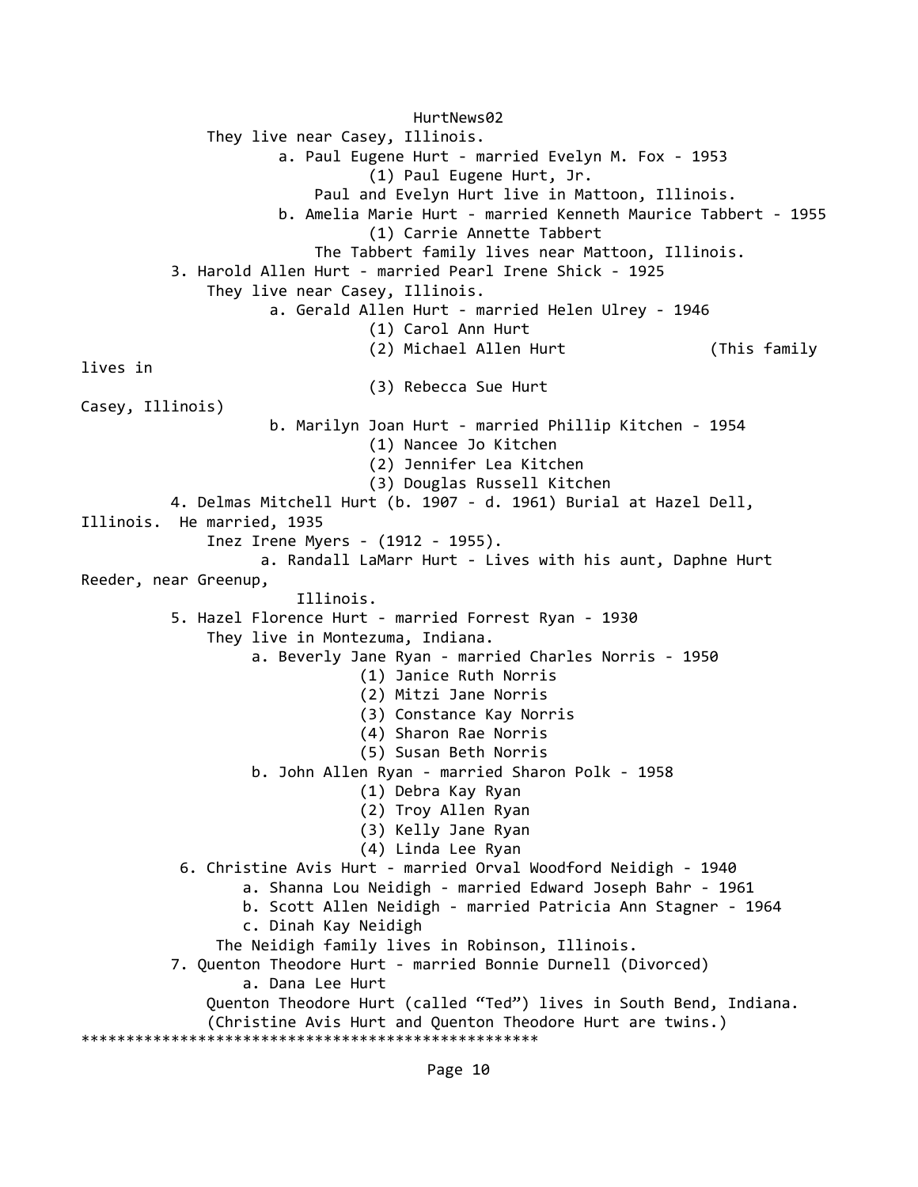They live near Casey, Illinois.

- a. Paul Eugene Hurt - married Evelyn M. Fox - 1953
  - (1) Paul Eugene Hurt, Jr.

  Paul and Evelyn Hurt live in Mattoon, Illinois.
- b. Amelia Marie Hurt - married Kenneth Maurice Tabbert - 1955
  - (1) Carrie Annette Tabbert

  The Tabbert family lives near Mattoon, Illinois.

3. Harold Allen Hurt - married Pearl Irene Shick - 1925

   They live near Casey, Illinois.

   - a. Gerald Allen Hurt - married Helen Ulrey - 1946
     - (1) Carol Ann Hurt
     - (2) Michael Allen Hurt (This family lives in Casey, Illinois)
     - (3) Rebecca Sue Hurt
   - b. Marilyn Joan Hurt - married Phillip Kitchen - 1954
     - (1) Nancee Jo Kitchen
     - (2) Jennifer Lea Kitchen
     - (3) Douglas Russell Kitchen

4. Delmas Mitchell Hurt (b. 1907 - d. 1961) Burial at Hazel Dell, Illinois. He married, 1935 Inez Irene Myers - (1912 - 1955).

   - a. Randall LaMarr Hurt - Lives with his aunt, Daphne Hurt Reeder, near Greenup, Illinois.

5. Hazel Florence Hurt - married Forrest Ryan - 1930

   They live in Montezuma, Indiana.

   - a. Beverly Jane Ryan - married Charles Norris - 1950
     - (1) Janice Ruth Norris
     - (2) Mitzi Jane Norris
     - (3) Constance Kay Norris
     - (4) Sharon Rae Norris
     - (5) Susan Beth Norris
   - b. John Allen Ryan - married Sharon Polk - 1958
     - (1) Debra Kay Ryan
     - (2) Troy Allen Ryan
     - (3) Kelly Jane Ryan
     - (4) Linda Lee Ryan

6. Christine Avis Hurt - married Orval Woodford Neidigh - 1940

   - a. Shanna Lou Neidigh - married Edward Joseph Bahr - 1961
   - b. Scott Allen Neidigh - married Patricia Ann Stagner - 1964
   - c. Dinah Kay Neidigh

   The Neidigh family lives in Robinson, Illinois.

7. Quenton Theodore Hurt - married Bonnie Durnell (Divorced)

   - a. Dana Lee Hurt

   Quenton Theodore Hurt (called "Ted") lives in South Bend, Indiana.
   (Christine Avis Hurt and Quenton Theodore Hurt are twins.)

****************************************************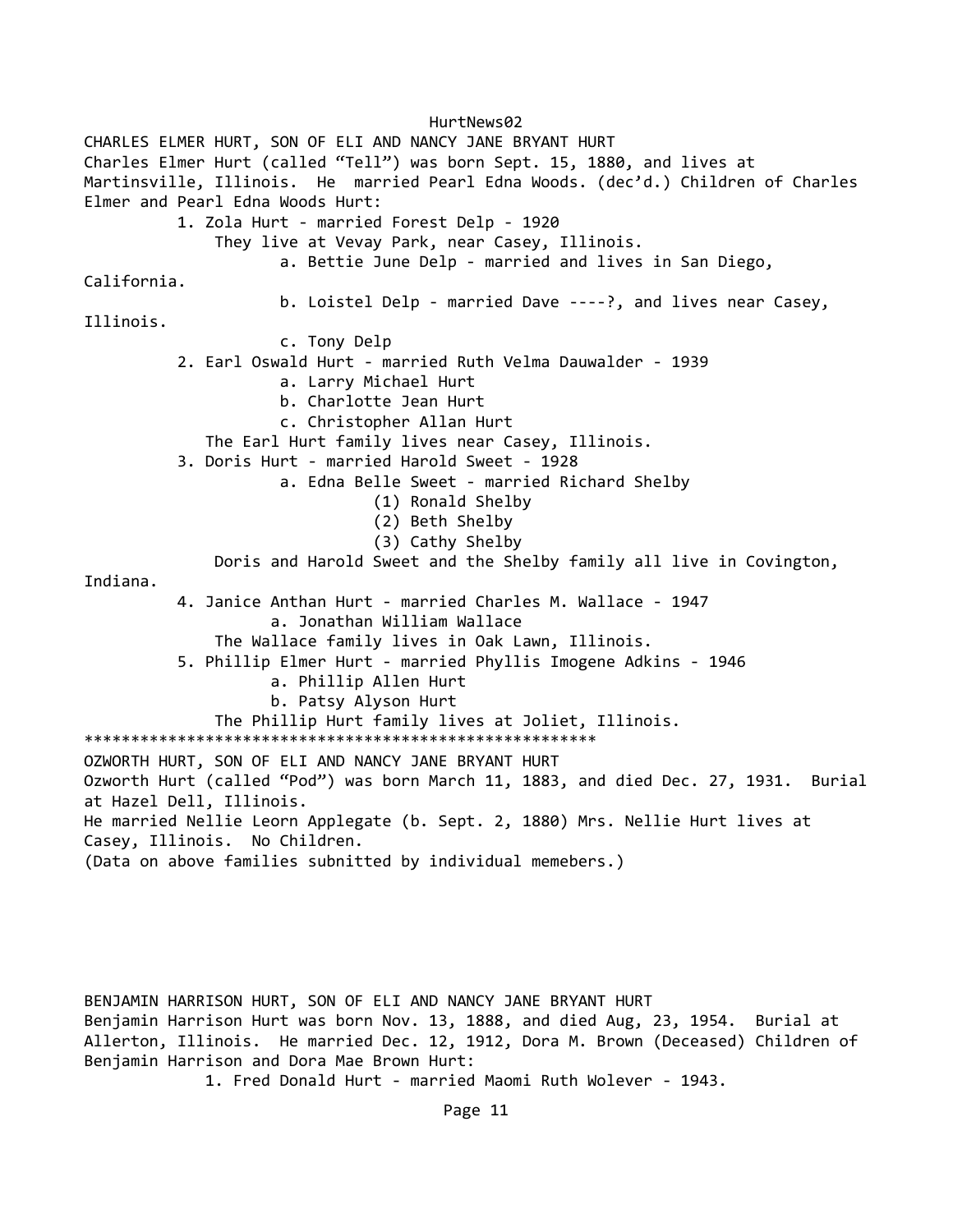## CHARLES ELMER HURT, SON OF ELI AND NANCY JANE BRYANT HURT

Charles Elmer Hurt (called “Tell”) was born Sept. 15, 1880, and lives at Martinsville, Illinois. He married Pearl Edna Woods. (dec’d.) Children of Charles Elmer and Pearl Edna Woods Hurt:

1. Zola Hurt - married Forest Delp - 1920
   They live at Vevay Park, near Casey, Illinois.
   - a. Bettie June Delp - married and lives in San Diego, California.
   - b. Loistel Delp - married Dave ----?, and lives near Casey, Illinois.
   - c. Tony Delp
2. Earl Oswald Hurt - married Ruth Velma Dauwalder - 1939
   - a. Larry Michael Hurt
   - b. Charlotte Jean Hurt
   - c. Christopher Allan Hurt

   The Earl Hurt family lives near Casey, Illinois.
3. Doris Hurt - married Harold Sweet - 1928
   - a. Edna Belle Sweet - married Richard Shelby
     - (1) Ronald Shelby
     - (2) Beth Shelby
     - (3) Cathy Shelby

   Doris and Harold Sweet and the Shelby family all live in Covington, Indiana.
4. Janice Anthan Hurt - married Charles M. Wallace - 1947
   - a. Jonathan William Wallace

   The Wallace family lives in Oak Lawn, Illinois.
5. Phillip Elmer Hurt - married Phyllis Imogene Adkins - 1946
   - a. Phillip Allen Hurt
   - b. Patsy Alyson Hurt

   The Phillip Hurt family lives at Joliet, Illinois.

******************************************************

## OZWORTH HURT, SON OF ELI AND NANCY JANE BRYANT HURT

Ozworth Hurt (called “Pod”) was born March 11, 1883, and died Dec. 27, 1931. Burial at Hazel Dell, Illinois.
He married Nellie Leorn Applegate (b. Sept. 2, 1880) Mrs. Nellie Hurt lives at Casey, Illinois. No Children.
(Data on above families subnitted by individual memebers.)

## BENJAMIN HARRISON HURT, SON OF ELI AND NANCY JANE BRYANT HURT

Benjamin Harrison Hurt was born Nov. 13, 1888, and died Aug, 23, 1954. Burial at Allerton, Illinois. He married Dec. 12, 1912, Dora M. Brown (Deceased) Children of Benjamin Harrison and Dora Mae Brown Hurt:

1. Fred Donald Hurt - married Maomi Ruth Wolever - 1943.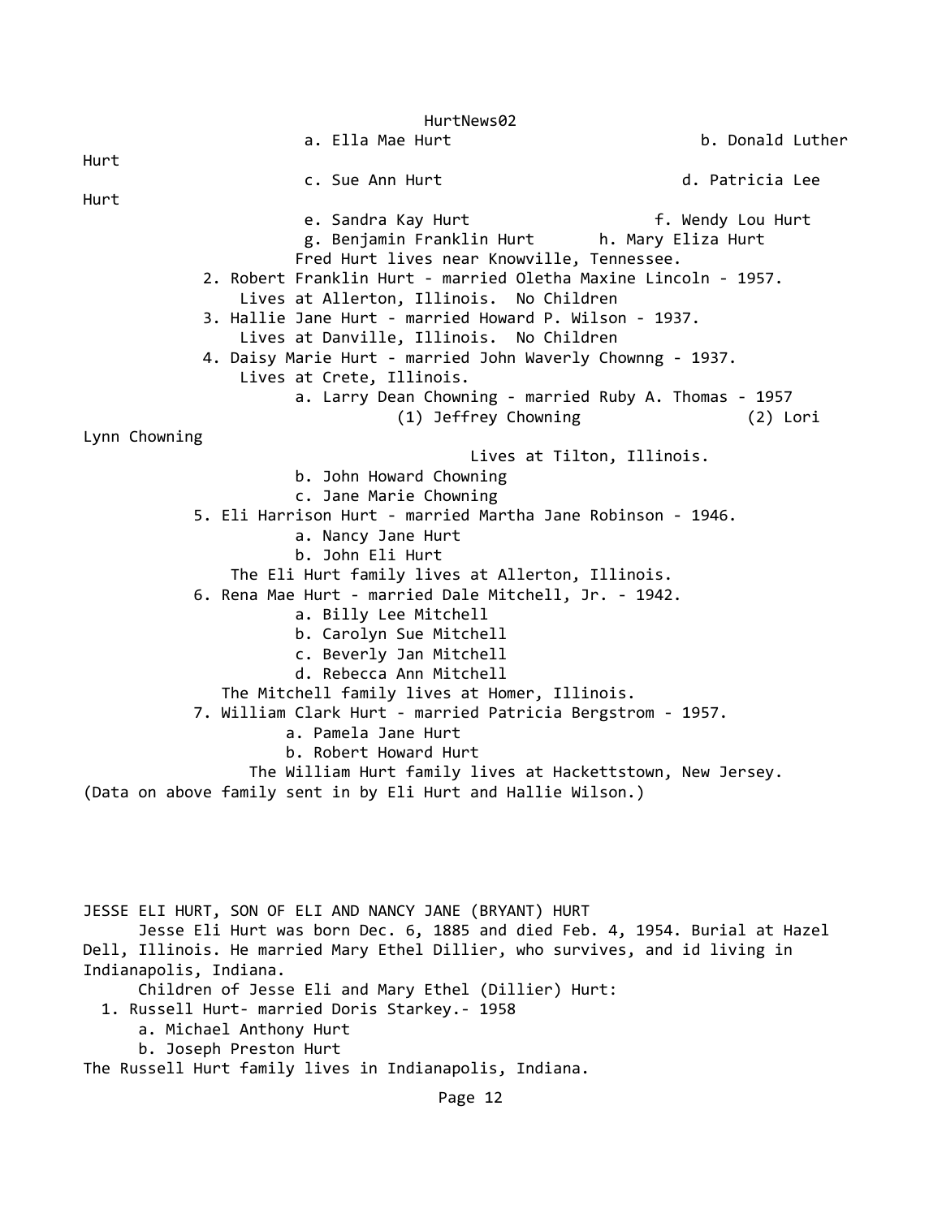a. Ella Mae Hurt
b. Donald Luther Hurt
c. Sue Ann Hurt
d. Patricia Lee Hurt
e. Sandra Kay Hurt
f. Wendy Lou Hurt
g. Benjamin Franklin Hurt
h. Mary Eliza Hurt

Fred Hurt lives near Knowville, Tennessee.

2. Robert Franklin Hurt - married Oletha Maxine Lincoln - 1957.
   Lives at Allerton, Illinois. No Children
3. Hallie Jane Hurt - married Howard P. Wilson - 1937.
   Lives at Danville, Illinois. No Children
4. Daisy Marie Hurt - married John Waverly Chownng - 1937.
   Lives at Crete, Illinois.
   a. Larry Dean Chowning - married Ruby A. Thomas - 1957
      (1) Jeffrey Chowning
      (2) Lori Lynn Chowning
      Lives at Tilton, Illinois.
   b. John Howard Chowning
   c. Jane Marie Chowning
5. Eli Harrison Hurt - married Martha Jane Robinson - 1946.
   a. Nancy Jane Hurt
   b. John Eli Hurt
   The Eli Hurt family lives at Allerton, Illinois.
6. Rena Mae Hurt - married Dale Mitchell, Jr. - 1942.
   a. Billy Lee Mitchell
   b. Carolyn Sue Mitchell
   c. Beverly Jan Mitchell
   d. Rebecca Ann Mitchell
   The Mitchell family lives at Homer, Illinois.
7. William Clark Hurt - married Patricia Bergstrom - 1957.
   a. Pamela Jane Hurt
   b. Robert Howard Hurt
   The William Hurt family lives at Hackettstown, New Jersey.

(Data on above family sent in by Eli Hurt and Hallie Wilson.)

JESSE ELI HURT, SON OF ELI AND NANCY JANE (BRYANT) HURT

Jesse Eli Hurt was born Dec. 6, 1885 and died Feb. 4, 1954. Burial at Hazel Dell, Illinois. He married Mary Ethel Dillier, who survives, and id living in Indianapolis, Indiana.

Children of Jesse Eli and Mary Ethel (Dillier) Hurt:

1. Russell Hurt- married Doris Starkey.- 1958
   a. Michael Anthony Hurt
   b. Joseph Preston Hurt

The Russell Hurt family lives in Indianapolis, Indiana.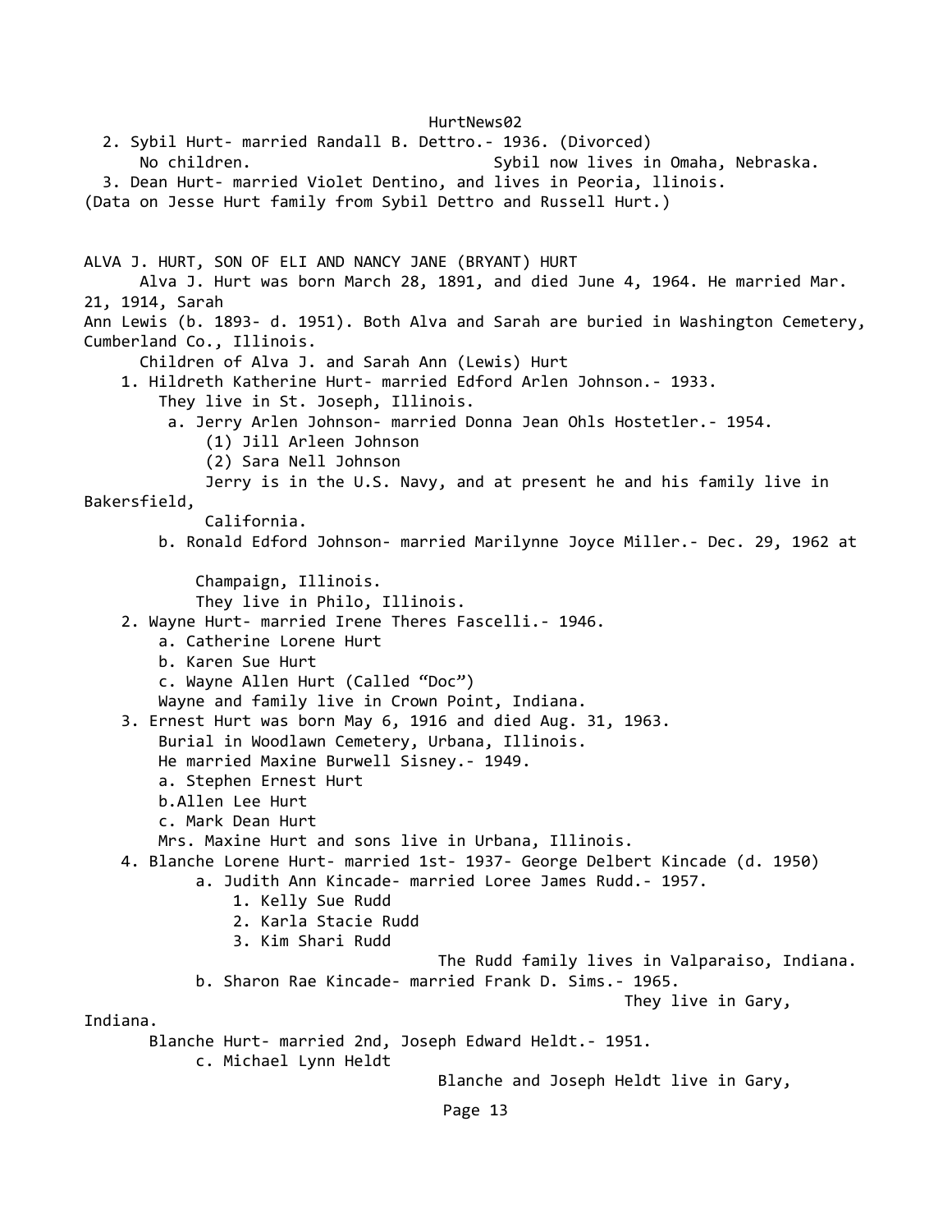2. Sybil Hurt- married Randall B. Dettro.- 1936. (Divorced)
   No children. Sybil now lives in Omaha, Nebraska.
3. Dean Hurt- married Violet Dentino, and lives in Peoria, llinois.

(Data on Jesse Hurt family from Sybil Dettro and Russell Hurt.)

## ALVA J. HURT, SON OF ELI AND NANCY JANE (BRYANT) HURT

Alva J. Hurt was born March 28, 1891, and died June 4, 1964. He married Mar. 21, 1914, Sarah Ann Lewis (b. 1893- d. 1951). Both Alva and Sarah are buried in Washington Cemetery, Cumberland Co., Illinois.

Children of Alva J. and Sarah Ann (Lewis) Hurt

1. Hildreth Katherine Hurt- married Edford Arlen Johnson.- 1933.
   They live in St. Joseph, Illinois.
   a. Jerry Arlen Johnson- married Donna Jean Ohls Hostetler.- 1954.
      (1) Jill Arleen Johnson
      (2) Sara Nell Johnson
      Jerry is in the U.S. Navy, and at present he and his family live in Bakersfield, California.
   b. Ronald Edford Johnson- married Marilynne Joyce Miller.- Dec. 29, 1962 at Champaign, Illinois.
      They live in Philo, Illinois.
2. Wayne Hurt- married Irene Theres Fascelli.- 1946.
   a. Catherine Lorene Hurt
   b. Karen Sue Hurt
   c. Wayne Allen Hurt (Called "Doc")
   Wayne and family live in Crown Point, Indiana.
3. Ernest Hurt was born May 6, 1916 and died Aug. 31, 1963.
   Burial in Woodlawn Cemetery, Urbana, Illinois.
   He married Maxine Burwell Sisney.- 1949.
   a. Stephen Ernest Hurt
   b.Allen Lee Hurt
   c. Mark Dean Hurt
   Mrs. Maxine Hurt and sons live in Urbana, Illinois.
4. Blanche Lorene Hurt- married 1st- 1937- George Delbert Kincade (d. 1950)
   a. Judith Ann Kincade- married Loree James Rudd.- 1957.
      1. Kelly Sue Rudd
      2. Karla Stacie Rudd
      3. Kim Shari Rudd
      The Rudd family lives in Valparaiso, Indiana.
   b. Sharon Rae Kincade- married Frank D. Sims.- 1965.
      They live in Gary, Indiana.

   Blanche Hurt- married 2nd, Joseph Edward Heldt.- 1951.
   c. Michael Lynn Heldt
   Blanche and Joseph Heldt live in Gary,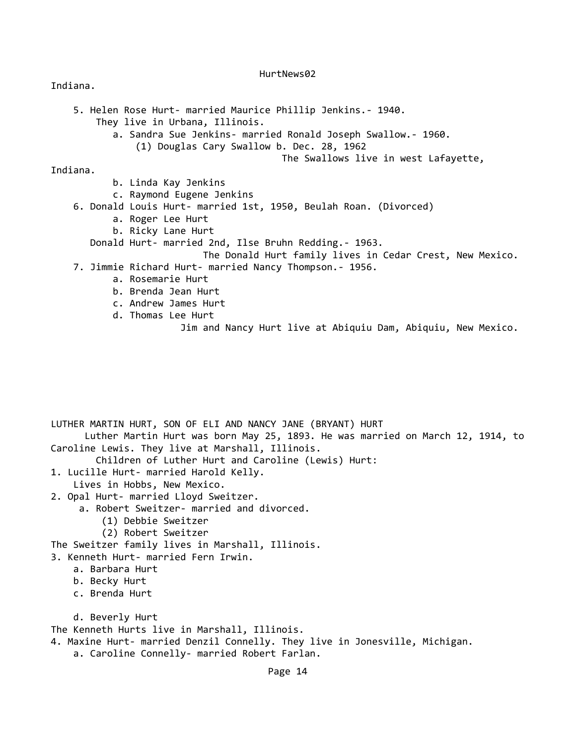Indiana.

5. Helen Rose Hurt- married Maurice Phillip Jenkins.- 1940.
   They live in Urbana, Illinois.
   a. Sandra Sue Jenkins- married Ronald Joseph Swallow.- 1960.
      (1) Douglas Cary Swallow b. Dec. 28, 1962
      The Swallows live in west Lafayette, Indiana.
   b. Linda Kay Jenkins
   c. Raymond Eugene Jenkins
6. Donald Louis Hurt- married 1st, 1950, Beulah Roan. (Divorced)
   a. Roger Lee Hurt
   b. Ricky Lane Hurt
   Donald Hurt- married 2nd, Ilse Bruhn Redding.- 1963.
   The Donald Hurt family lives in Cedar Crest, New Mexico.
7. Jimmie Richard Hurt- married Nancy Thompson.- 1956.
   a. Rosemarie Hurt
   b. Brenda Jean Hurt
   c. Andrew James Hurt
   d. Thomas Lee Hurt
   Jim and Nancy Hurt live at Abiquiu Dam, Abiquiu, New Mexico.

LUTHER MARTIN HURT, SON OF ELI AND NANCY JANE (BRYANT) HURT

Luther Martin Hurt was born May 25, 1893. He was married on March 12, 1914, to Caroline Lewis. They live at Marshall, Illinois.

Children of Luther Hurt and Caroline (Lewis) Hurt:

1. Lucille Hurt- married Harold Kelly.
   Lives in Hobbs, New Mexico.
2. Opal Hurt- married Lloyd Sweitzer.
   a. Robert Sweitzer- married and divorced.
      (1) Debbie Sweitzer
      (2) Robert Sweitzer
   The Sweitzer family lives in Marshall, Illinois.
3. Kenneth Hurt- married Fern Irwin.
   a. Barbara Hurt
   b. Becky Hurt
   c. Brenda Hurt
   d. Beverly Hurt
   The Kenneth Hurts live in Marshall, Illinois.
4. Maxine Hurt- married Denzil Connelly. They live in Jonesville, Michigan.
   a. Caroline Connelly- married Robert Farlan.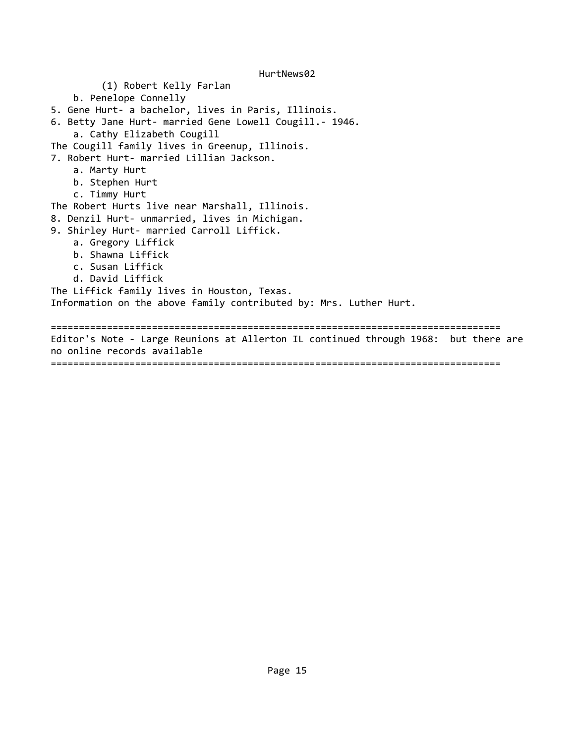(1) Robert Kelly Farlan

b. Penelope Connelly

5. Gene Hurt- a bachelor, lives in Paris, Illinois.
6. Betty Jane Hurt- married Gene Lowell Cougill.- 1946.
    a. Cathy Elizabeth Cougill

The Cougill family lives in Greenup, Illinois.

7. Robert Hurt- married Lillian Jackson.
    a. Marty Hurt
    b. Stephen Hurt
    c. Timmy Hurt

The Robert Hurts live near Marshall, Illinois.

8. Denzil Hurt- unmarried, lives in Michigan.
9. Shirley Hurt- married Carroll Liffick.
    a. Gregory Liffick
    b. Shawna Liffick
    c. Susan Liffick
    d. David Liffick

The Liffick family lives in Houston, Texas.

Information on the above family contributed by: Mrs. Luther Hurt.

================================================================================

Editor's Note - Large Reunions at Allerton IL continued through 1968: but there are no online records available

================================================================================